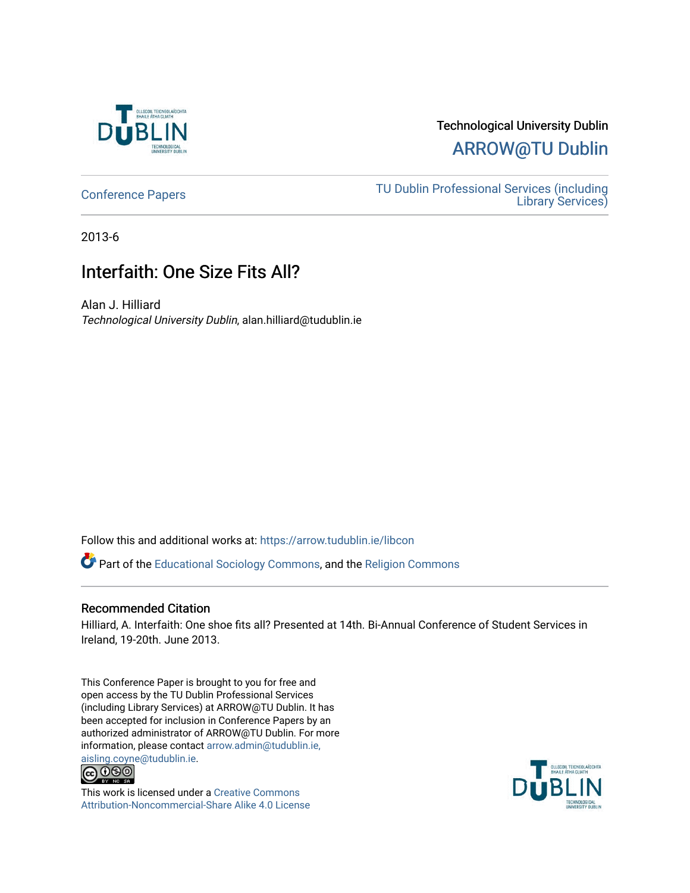Technological University Dublin

ARROW@TU Dublin

Conference Papers

TU Dublin Professional Services (including Library Services)

2013-6

# Interfaith: One Size Fits All?

Alan J. Hilliard

*Technological University Dublin*, alan.hilliard@tudublin.ie

Follow this and additional works at: https://arrow.tudublin.ie/libcon

Part of the Educational Sociology Commons, and the Religion Commons

## Recommended Citation

Hilliard, A. Interfaith: One shoe fits all? Presented at 14th. Bi-Annual Conference of Student Services in Ireland, 19-20th. June 2013.

This Conference Paper is brought to you for free and open access by the TU Dublin Professional Services (including Library Services) at ARROW@TU Dublin. It has been accepted for inclusion in Conference Papers by an authorized administrator of ARROW@TU Dublin. For more information, please contact arrow.admin@tudublin.ie, aisling.coyne@tudublin.ie.

This work is licensed under a Creative Commons Attribution-Noncommercial-Share Alike 4.0 License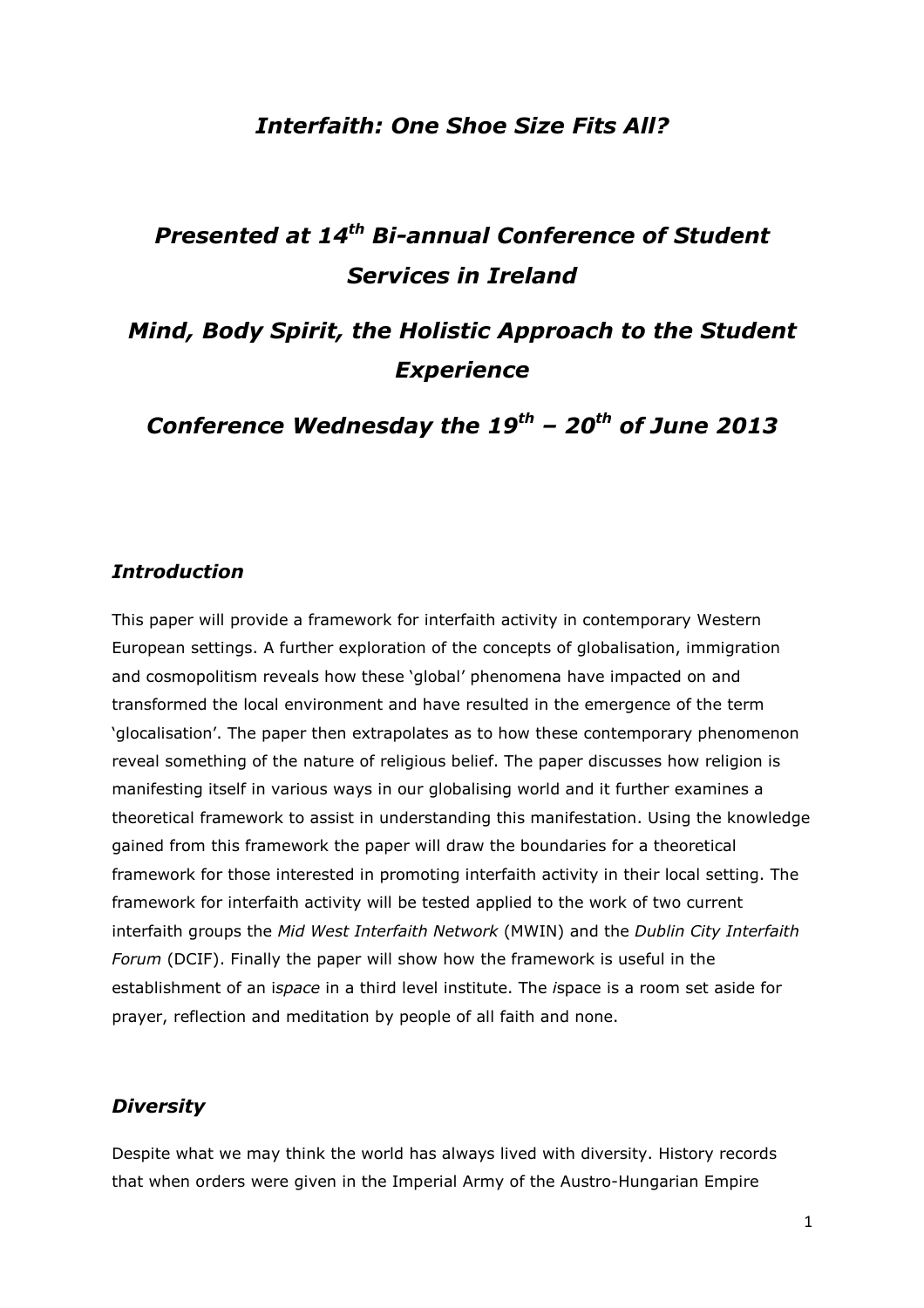*Interfaith: One Shoe Size Fits All?*

*Presented at 14th Bi-annual Conference of Student Services in Ireland*

*Mind, Body Spirit, the Holistic Approach to the Student Experience*

*Conference Wednesday the 19th – 20th of June 2013*

### *Introduction*

This paper will provide a framework for interfaith activity in contemporary Western European settings. A further exploration of the concepts of globalisation, immigration and cosmopolitism reveals how these 'global' phenomena have impacted on and transformed the local environment and have resulted in the emergence of the term 'glocalisation'. The paper then extrapolates as to how these contemporary phenomenon reveal something of the nature of religious belief. The paper discusses how religion is manifesting itself in various ways in our globalising world and it further examines a theoretical framework to assist in understanding this manifestation. Using the knowledge gained from this framework the paper will draw the boundaries for a theoretical framework for those interested in promoting interfaith activity in their local setting. The framework for interfaith activity will be tested applied to the work of two current interfaith groups the *Mid West Interfaith Network* (MWIN) and the *Dublin City Interfaith Forum* (DCIF). Finally the paper will show how the framework is useful in the establishment of an i*space* in a third level institute. The *i*space is a room set aside for prayer, reflection and meditation by people of all faith and none.

### *Diversity*

Despite what we may think the world has always lived with diversity. History records that when orders were given in the Imperial Army of the Austro-Hungarian Empire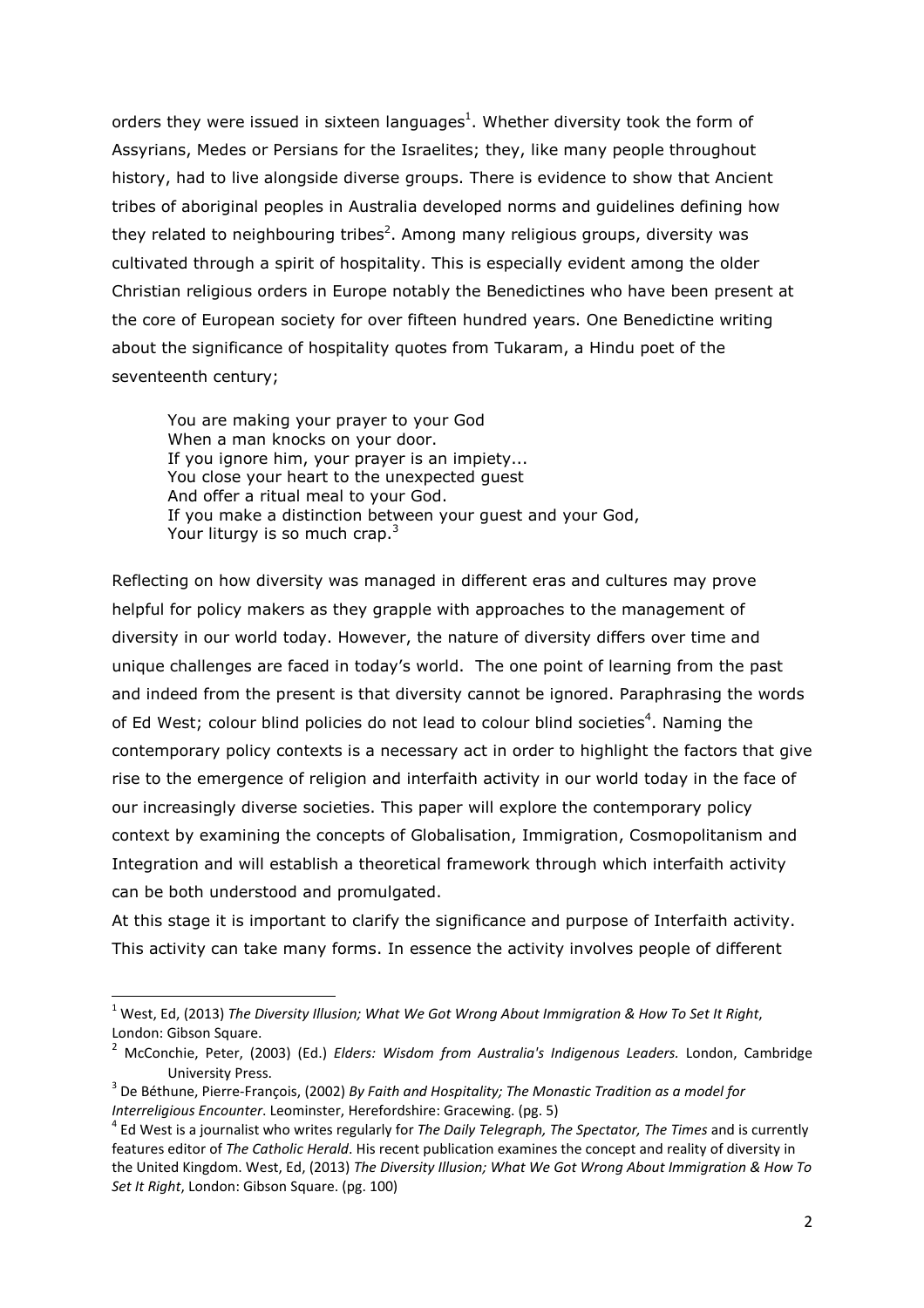orders they were issued in sixteen languages[1]. Whether diversity took the form of Assyrians, Medes or Persians for the Israelites; they, like many people throughout history, had to live alongside diverse groups. There is evidence to show that Ancient tribes of aboriginal peoples in Australia developed norms and guidelines defining how they related to neighbouring tribes[2]. Among many religious groups, diversity was cultivated through a spirit of hospitality. This is especially evident among the older Christian religious orders in Europe notably the Benedictines who have been present at the core of European society for over fifteen hundred years. One Benedictine writing about the significance of hospitality quotes from Tukaram, a Hindu poet of the seventeenth century;

> You are making your prayer to your God
> When a man knocks on your door.
> If you ignore him, your prayer is an impiety...
> You close your heart to the unexpected guest
> And offer a ritual meal to your God.
> If you make a distinction between your guest and your God,
> Your liturgy is so much crap.[3]

Reflecting on how diversity was managed in different eras and cultures may prove helpful for policy makers as they grapple with approaches to the management of diversity in our world today. However, the nature of diversity differs over time and unique challenges are faced in today's world. The one point of learning from the past and indeed from the present is that diversity cannot be ignored. Paraphrasing the words of Ed West; colour blind policies do not lead to colour blind societies[4]. Naming the contemporary policy contexts is a necessary act in order to highlight the factors that give rise to the emergence of religion and interfaith activity in our world today in the face of our increasingly diverse societies. This paper will explore the contemporary policy context by examining the concepts of Globalisation, Immigration, Cosmopolitanism and Integration and will establish a theoretical framework through which interfaith activity can be both understood and promulgated.

At this stage it is important to clarify the significance and purpose of Interfaith activity. This activity can take many forms. In essence the activity involves people of different

---

[1] West, Ed, (2013) *The Diversity Illusion; What We Got Wrong About Immigration & How To Set It Right*, London: Gibson Square.

[2] McConchie, Peter, (2003) (Ed.) *Elders: Wisdom from Australia's Indigenous Leaders.* London, Cambridge University Press.

[3] De Béthune, Pierre-François, (2002) *By Faith and Hospitality; The Monastic Tradition as a model for Interreligious Encounter*. Leominster, Herefordshire: Gracewing. (pg. 5)

[4] Ed West is a journalist who writes regularly for *The Daily Telegraph, The Spectator, The Times* and is currently features editor of *The Catholic Herald*. His recent publication examines the concept and reality of diversity in the United Kingdom. West, Ed, (2013) *The Diversity Illusion; What We Got Wrong About Immigration & How To Set It Right*, London: Gibson Square. (pg. 100)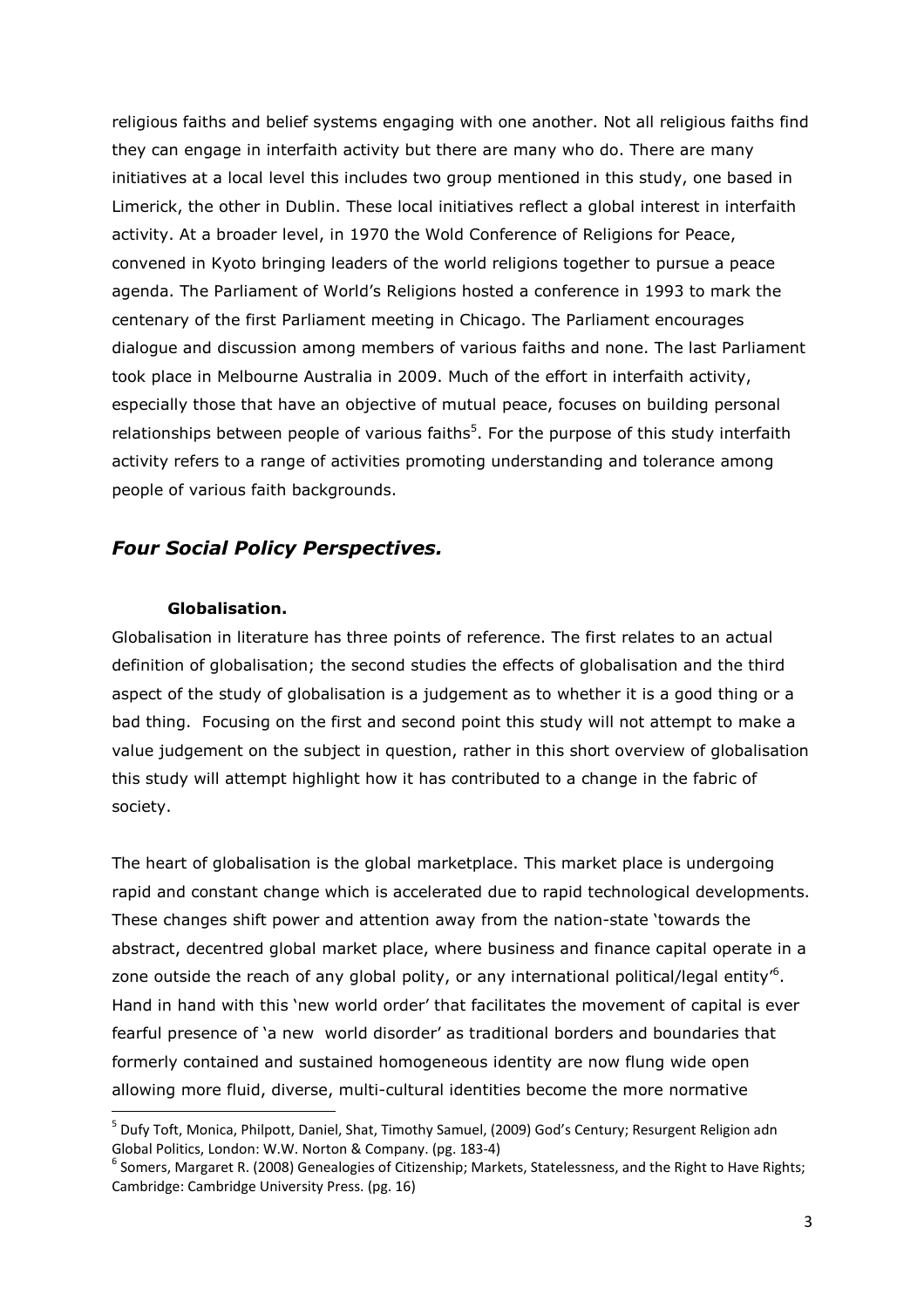religious faiths and belief systems engaging with one another. Not all religious faiths find they can engage in interfaith activity but there are many who do. There are many initiatives at a local level this includes two group mentioned in this study, one based in Limerick, the other in Dublin. These local initiatives reflect a global interest in interfaith activity. At a broader level, in 1970 the Wold Conference of Religions for Peace, convened in Kyoto bringing leaders of the world religions together to pursue a peace agenda. The Parliament of World's Religions hosted a conference in 1993 to mark the centenary of the first Parliament meeting in Chicago. The Parliament encourages dialogue and discussion among members of various faiths and none. The last Parliament took place in Melbourne Australia in 2009. Much of the effort in interfaith activity, especially those that have an objective of mutual peace, focuses on building personal relationships between people of various faiths[5]. For the purpose of this study interfaith activity refers to a range of activities promoting understanding and tolerance among people of various faith backgrounds.

## *Four Social Policy Perspectives.*

### Globalisation.

Globalisation in literature has three points of reference. The first relates to an actual definition of globalisation; the second studies the effects of globalisation and the third aspect of the study of globalisation is a judgement as to whether it is a good thing or a bad thing. Focusing on the first and second point this study will not attempt to make a value judgement on the subject in question, rather in this short overview of globalisation this study will attempt highlight how it has contributed to a change in the fabric of society.

The heart of globalisation is the global marketplace. This market place is undergoing rapid and constant change which is accelerated due to rapid technological developments. These changes shift power and attention away from the nation-state 'towards the abstract, decentred global market place, where business and finance capital operate in a zone outside the reach of any global polity, or any international political/legal entity'[6]. Hand in hand with this 'new world order' that facilitates the movement of capital is ever fearful presence of 'a new world disorder' as traditional borders and boundaries that formerly contained and sustained homogeneous identity are now flung wide open allowing more fluid, diverse, multi-cultural identities become the more normative

---

[5] Dufy Toft, Monica, Philpott, Daniel, Shat, Timothy Samuel, (2009) God's Century; Resurgent Religion adn Global Politics, London: W.W. Norton & Company. (pg. 183-4)

[6] Somers, Margaret R. (2008) Genealogies of Citizenship; Markets, Statelessness, and the Right to Have Rights; Cambridge: Cambridge University Press. (pg. 16)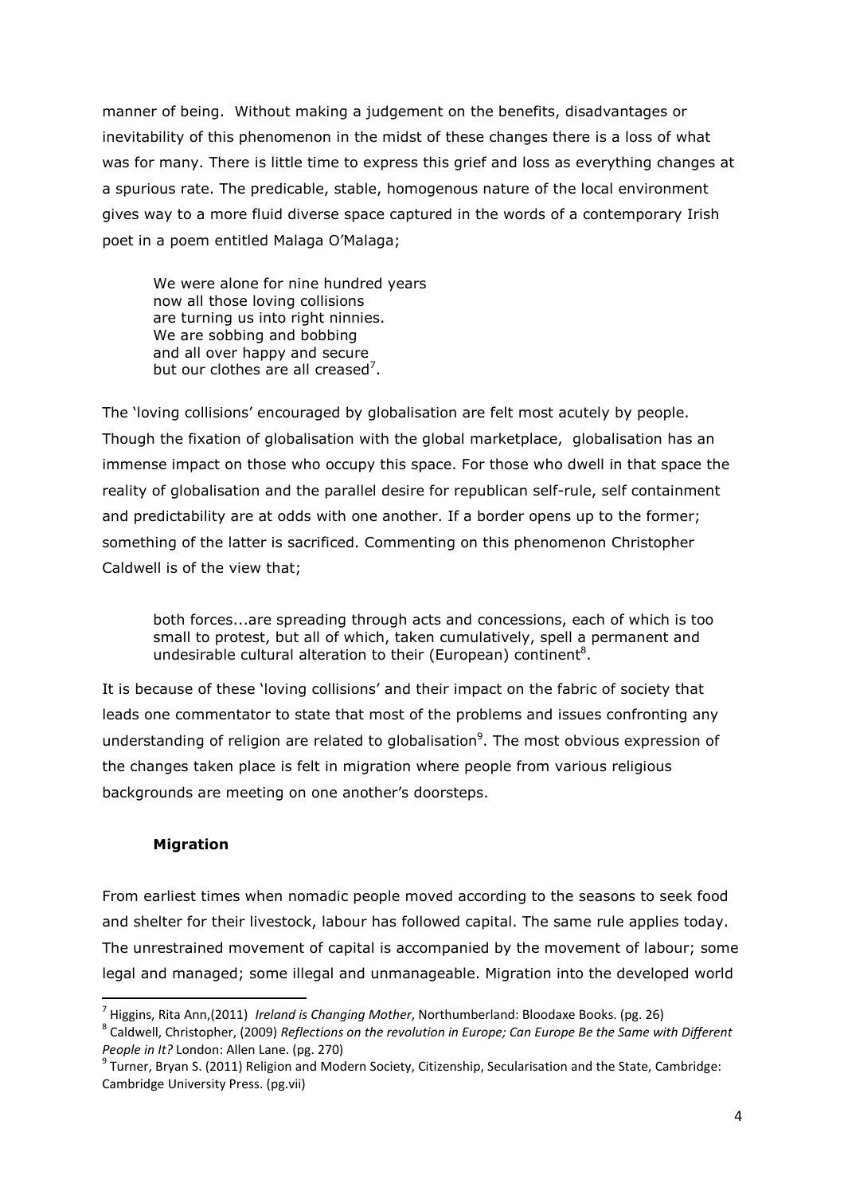manner of being. Without making a judgement on the benefits, disadvantages or inevitability of this phenomenon in the midst of these changes there is a loss of what was for many. There is little time to express this grief and loss as everything changes at a spurious rate. The predicable, stable, homogenous nature of the local environment gives way to a more fluid diverse space captured in the words of a contemporary Irish poet in a poem entitled Malaga O'Malaga;

> We were alone for nine hundred years
> now all those loving collisions
> are turning us into right ninnies.
> We are sobbing and bobbing
> and all over happy and secure
> but our clothes are all creased[7].

The 'loving collisions' encouraged by globalisation are felt most acutely by people. Though the fixation of globalisation with the global marketplace, globalisation has an immense impact on those who occupy this space. For those who dwell in that space the reality of globalisation and the parallel desire for republican self-rule, self containment and predictability are at odds with one another. If a border opens up to the former; something of the latter is sacrificed. Commenting on this phenomenon Christopher Caldwell is of the view that;

> both forces...are spreading through acts and concessions, each of which is too small to protest, but all of which, taken cumulatively, spell a permanent and undesirable cultural alteration to their (European) continent[8].

It is because of these 'loving collisions' and their impact on the fabric of society that leads one commentator to state that most of the problems and issues confronting any understanding of religion are related to globalisation[9]. The most obvious expression of the changes taken place is felt in migration where people from various religious backgrounds are meeting on one another's doorsteps.

### Migration

From earliest times when nomadic people moved according to the seasons to seek food and shelter for their livestock, labour has followed capital. The same rule applies today. The unrestrained movement of capital is accompanied by the movement of labour; some legal and managed; some illegal and unmanageable. Migration into the developed world

---

[7] Higgins, Rita Ann,(2011) *Ireland is Changing Mother*, Northumberland: Bloodaxe Books. (pg. 26)

[8] Caldwell, Christopher, (2009) *Reflections on the revolution in Europe; Can Europe Be the Same with Different People in It?* London: Allen Lane. (pg. 270)

[9] Turner, Bryan S. (2011) Religion and Modern Society, Citizenship, Secularisation and the State, Cambridge: Cambridge University Press. (pg.vii)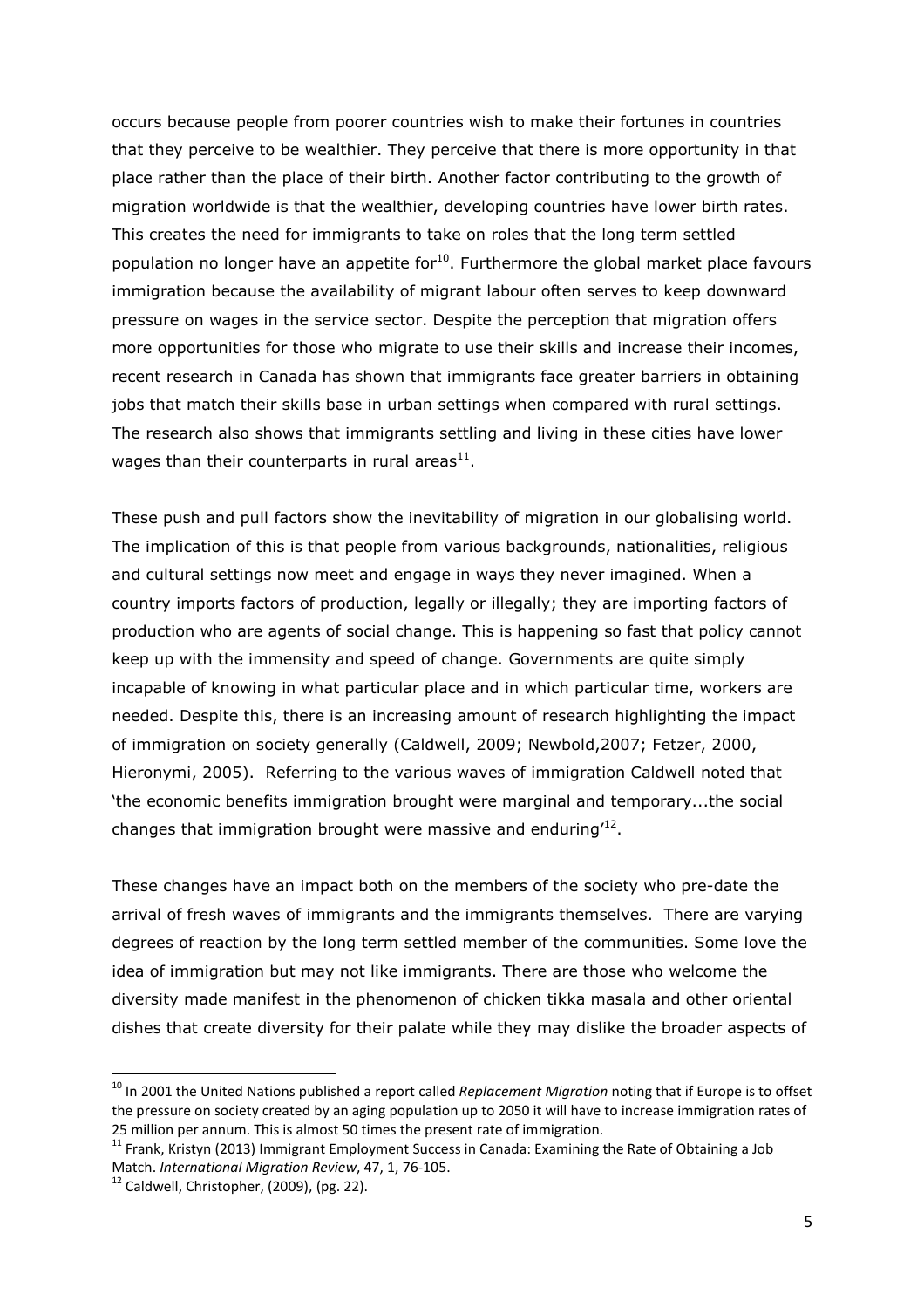occurs because people from poorer countries wish to make their fortunes in countries that they perceive to be wealthier. They perceive that there is more opportunity in that place rather than the place of their birth. Another factor contributing to the growth of migration worldwide is that the wealthier, developing countries have lower birth rates. This creates the need for immigrants to take on roles that the long term settled population no longer have an appetite for[10]. Furthermore the global market place favours immigration because the availability of migrant labour often serves to keep downward pressure on wages in the service sector. Despite the perception that migration offers more opportunities for those who migrate to use their skills and increase their incomes, recent research in Canada has shown that immigrants face greater barriers in obtaining jobs that match their skills base in urban settings when compared with rural settings. The research also shows that immigrants settling and living in these cities have lower wages than their counterparts in rural areas[11].

These push and pull factors show the inevitability of migration in our globalising world. The implication of this is that people from various backgrounds, nationalities, religious and cultural settings now meet and engage in ways they never imagined. When a country imports factors of production, legally or illegally; they are importing factors of production who are agents of social change. This is happening so fast that policy cannot keep up with the immensity and speed of change. Governments are quite simply incapable of knowing in what particular place and in which particular time, workers are needed. Despite this, there is an increasing amount of research highlighting the impact of immigration on society generally (Caldwell, 2009; Newbold,2007; Fetzer, 2000, Hieronymi, 2005). Referring to the various waves of immigration Caldwell noted that 'the economic benefits immigration brought were marginal and temporary...the social changes that immigration brought were massive and enduring'[12].

These changes have an impact both on the members of the society who pre-date the arrival of fresh waves of immigrants and the immigrants themselves. There are varying degrees of reaction by the long term settled member of the communities. Some love the idea of immigration but may not like immigrants. There are those who welcome the diversity made manifest in the phenomenon of chicken tikka masala and other oriental dishes that create diversity for their palate while they may dislike the broader aspects of

---

[10] In 2001 the United Nations published a report called *Replacement Migration* noting that if Europe is to offset the pressure on society created by an aging population up to 2050 it will have to increase immigration rates of 25 million per annum. This is almost 50 times the present rate of immigration.

[11] Frank, Kristyn (2013) Immigrant Employment Success in Canada: Examining the Rate of Obtaining a Job Match. *International Migration Review*, 47, 1, 76-105.

[12] Caldwell, Christopher, (2009), (pg. 22).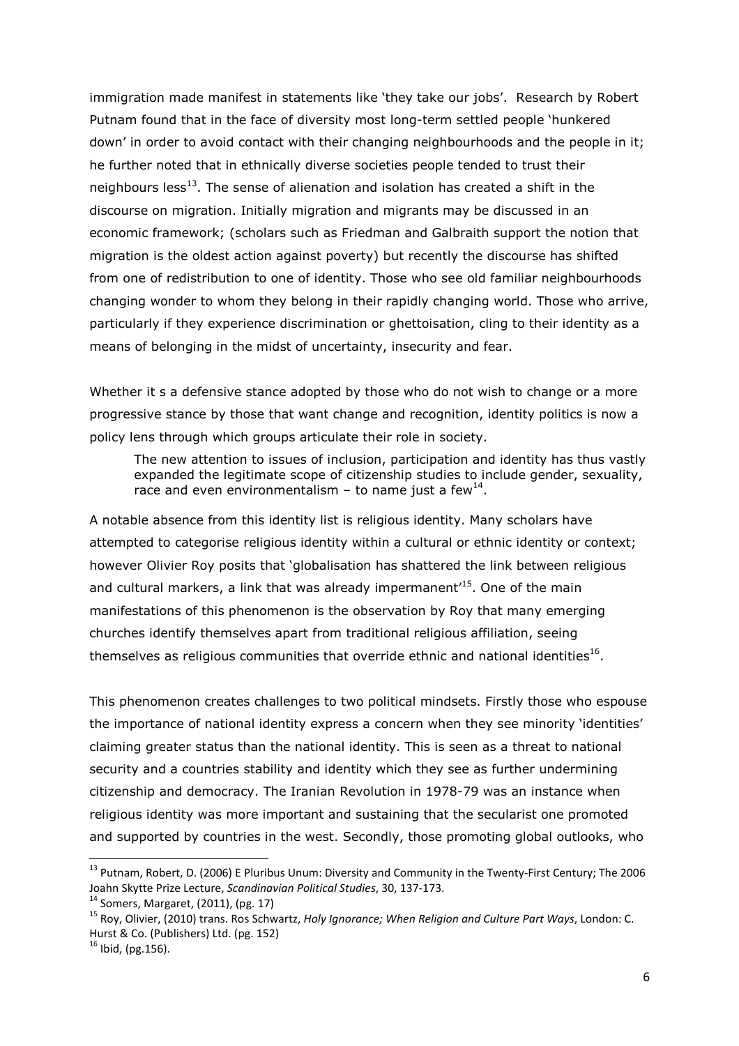immigration made manifest in statements like 'they take our jobs'. Research by Robert Putnam found that in the face of diversity most long-term settled people 'hunkered down' in order to avoid contact with their changing neighbourhoods and the people in it; he further noted that in ethnically diverse societies people tended to trust their neighbours less[13]. The sense of alienation and isolation has created a shift in the discourse on migration. Initially migration and migrants may be discussed in an economic framework; (scholars such as Friedman and Galbraith support the notion that migration is the oldest action against poverty) but recently the discourse has shifted from one of redistribution to one of identity. Those who see old familiar neighbourhoods changing wonder to whom they belong in their rapidly changing world. Those who arrive, particularly if they experience discrimination or ghettoisation, cling to their identity as a means of belonging in the midst of uncertainty, insecurity and fear.

Whether it s a defensive stance adopted by those who do not wish to change or a more progressive stance by those that want change and recognition, identity politics is now a policy lens through which groups articulate their role in society.

> The new attention to issues of inclusion, participation and identity has thus vastly expanded the legitimate scope of citizenship studies to include gender, sexuality, race and even environmentalism – to name just a few[14].

A notable absence from this identity list is religious identity. Many scholars have attempted to categorise religious identity within a cultural or ethnic identity or context; however Olivier Roy posits that 'globalisation has shattered the link between religious and cultural markers, a link that was already impermanent'[15]. One of the main manifestations of this phenomenon is the observation by Roy that many emerging churches identify themselves apart from traditional religious affiliation, seeing themselves as religious communities that override ethnic and national identities[16].

This phenomenon creates challenges to two political mindsets. Firstly those who espouse the importance of national identity express a concern when they see minority 'identities' claiming greater status than the national identity. This is seen as a threat to national security and a countries stability and identity which they see as further undermining citizenship and democracy. The Iranian Revolution in 1978-79 was an instance when religious identity was more important and sustaining that the secularist one promoted and supported by countries in the west. Secondly, those promoting global outlooks, who

---

[13] Putnam, Robert, D. (2006) E Pluribus Unum: Diversity and Community in the Twenty-First Century; The 2006 Joahn Skytte Prize Lecture, *Scandinavian Political Studies*, 30, 137-173.

[14] Somers, Margaret, (2011), (pg. 17)

[15] Roy, Olivier, (2010) trans. Ros Schwartz, *Holy Ignorance; When Religion and Culture Part Ways*, London: C. Hurst & Co. (Publishers) Ltd. (pg. 152)

[16] Ibid, (pg.156).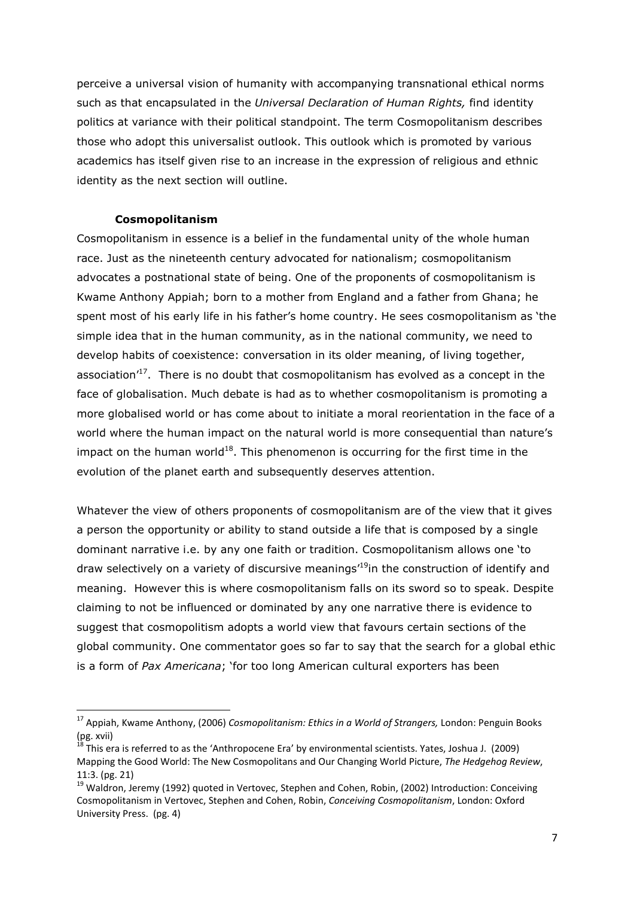perceive a universal vision of humanity with accompanying transnational ethical norms such as that encapsulated in the *Universal Declaration of Human Rights,* find identity politics at variance with their political standpoint. The term Cosmopolitanism describes those who adopt this universalist outlook. This outlook which is promoted by various academics has itself given rise to an increase in the expression of religious and ethnic identity as the next section will outline.

### Cosmopolitanism

Cosmopolitanism in essence is a belief in the fundamental unity of the whole human race. Just as the nineteenth century advocated for nationalism; cosmopolitanism advocates a postnational state of being. One of the proponents of cosmopolitanism is Kwame Anthony Appiah; born to a mother from England and a father from Ghana; he spent most of his early life in his father's home country. He sees cosmopolitanism as 'the simple idea that in the human community, as in the national community, we need to develop habits of coexistence: conversation in its older meaning, of living together, association'[17]. There is no doubt that cosmopolitanism has evolved as a concept in the face of globalisation. Much debate is had as to whether cosmopolitanism is promoting a more globalised world or has come about to initiate a moral reorientation in the face of a world where the human impact on the natural world is more consequential than nature's impact on the human world[18]. This phenomenon is occurring for the first time in the evolution of the planet earth and subsequently deserves attention.

Whatever the view of others proponents of cosmopolitanism are of the view that it gives a person the opportunity or ability to stand outside a life that is composed by a single dominant narrative i.e. by any one faith or tradition. Cosmopolitanism allows one 'to draw selectively on a variety of discursive meanings'[19]in the construction of identify and meaning. However this is where cosmopolitanism falls on its sword so to speak. Despite claiming to not be influenced or dominated by any one narrative there is evidence to suggest that cosmopolitism adopts a world view that favours certain sections of the global community. One commentator goes so far to say that the search for a global ethic is a form of *Pax Americana*; 'for too long American cultural exporters has been

---

[17] Appiah, Kwame Anthony, (2006) *Cosmopolitanism: Ethics in a World of Strangers,* London: Penguin Books (pg. xvii)

[18] This era is referred to as the 'Anthropocene Era' by environmental scientists. Yates, Joshua J. (2009) Mapping the Good World: The New Cosmopolitans and Our Changing World Picture, *The Hedgehog Review*, 11:3. (pg. 21)

[19] Waldron, Jeremy (1992) quoted in Vertovec, Stephen and Cohen, Robin, (2002) Introduction: Conceiving Cosmopolitanism in Vertovec, Stephen and Cohen, Robin, *Conceiving Cosmopolitanism*, London: Oxford University Press. (pg. 4)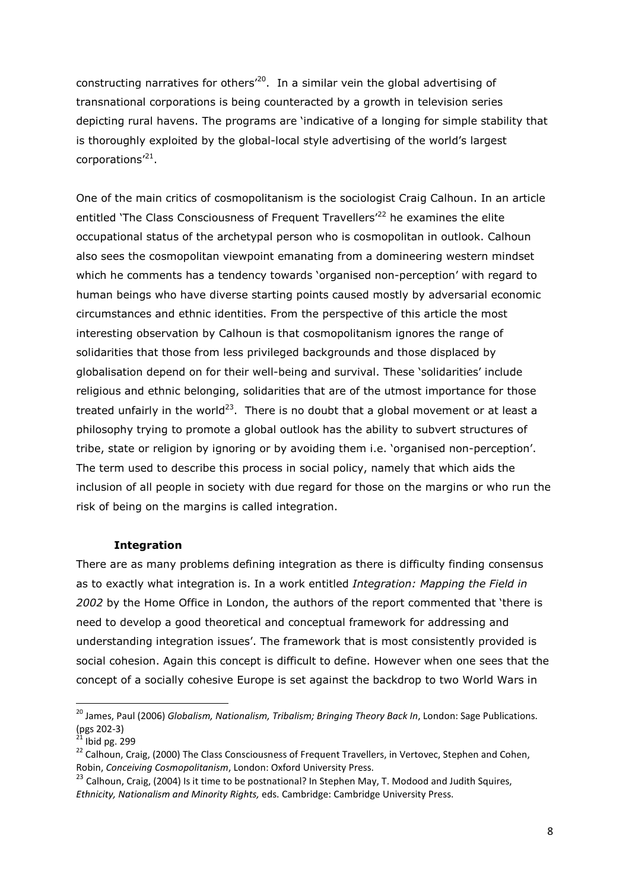constructing narratives for others'[20]. In a similar vein the global advertising of transnational corporations is being counteracted by a growth in television series depicting rural havens. The programs are 'indicative of a longing for simple stability that is thoroughly exploited by the global-local style advertising of the world's largest corporations'[21].

One of the main critics of cosmopolitanism is the sociologist Craig Calhoun. In an article entitled 'The Class Consciousness of Frequent Travellers'[22] he examines the elite occupational status of the archetypal person who is cosmopolitan in outlook. Calhoun also sees the cosmopolitan viewpoint emanating from a domineering western mindset which he comments has a tendency towards 'organised non-perception' with regard to human beings who have diverse starting points caused mostly by adversarial economic circumstances and ethnic identities. From the perspective of this article the most interesting observation by Calhoun is that cosmopolitanism ignores the range of solidarities that those from less privileged backgrounds and those displaced by globalisation depend on for their well-being and survival. These 'solidarities' include religious and ethnic belonging, solidarities that are of the utmost importance for those treated unfairly in the world[23]. There is no doubt that a global movement or at least a philosophy trying to promote a global outlook has the ability to subvert structures of tribe, state or religion by ignoring or by avoiding them i.e. 'organised non-perception'. The term used to describe this process in social policy, namely that which aids the inclusion of all people in society with due regard for those on the margins or who run the risk of being on the margins is called integration.

### Integration

There are as many problems defining integration as there is difficulty finding consensus as to exactly what integration is. In a work entitled *Integration: Mapping the Field in 2002* by the Home Office in London, the authors of the report commented that 'there is need to develop a good theoretical and conceptual framework for addressing and understanding integration issues'. The framework that is most consistently provided is social cohesion. Again this concept is difficult to define. However when one sees that the concept of a socially cohesive Europe is set against the backdrop to two World Wars in

---

[20] James, Paul (2006) *Globalism, Nationalism, Tribalism; Bringing Theory Back In*, London: Sage Publications. (pgs 202-3)

[21] Ibid pg. 299

[22] Calhoun, Craig, (2000) The Class Consciousness of Frequent Travellers, in Vertovec, Stephen and Cohen, Robin, *Conceiving Cosmopolitanism*, London: Oxford University Press.

[23] Calhoun, Craig, (2004) Is it time to be postnational? In Stephen May, T. Modood and Judith Squires, *Ethnicity, Nationalism and Minority Rights,* eds. Cambridge: Cambridge University Press.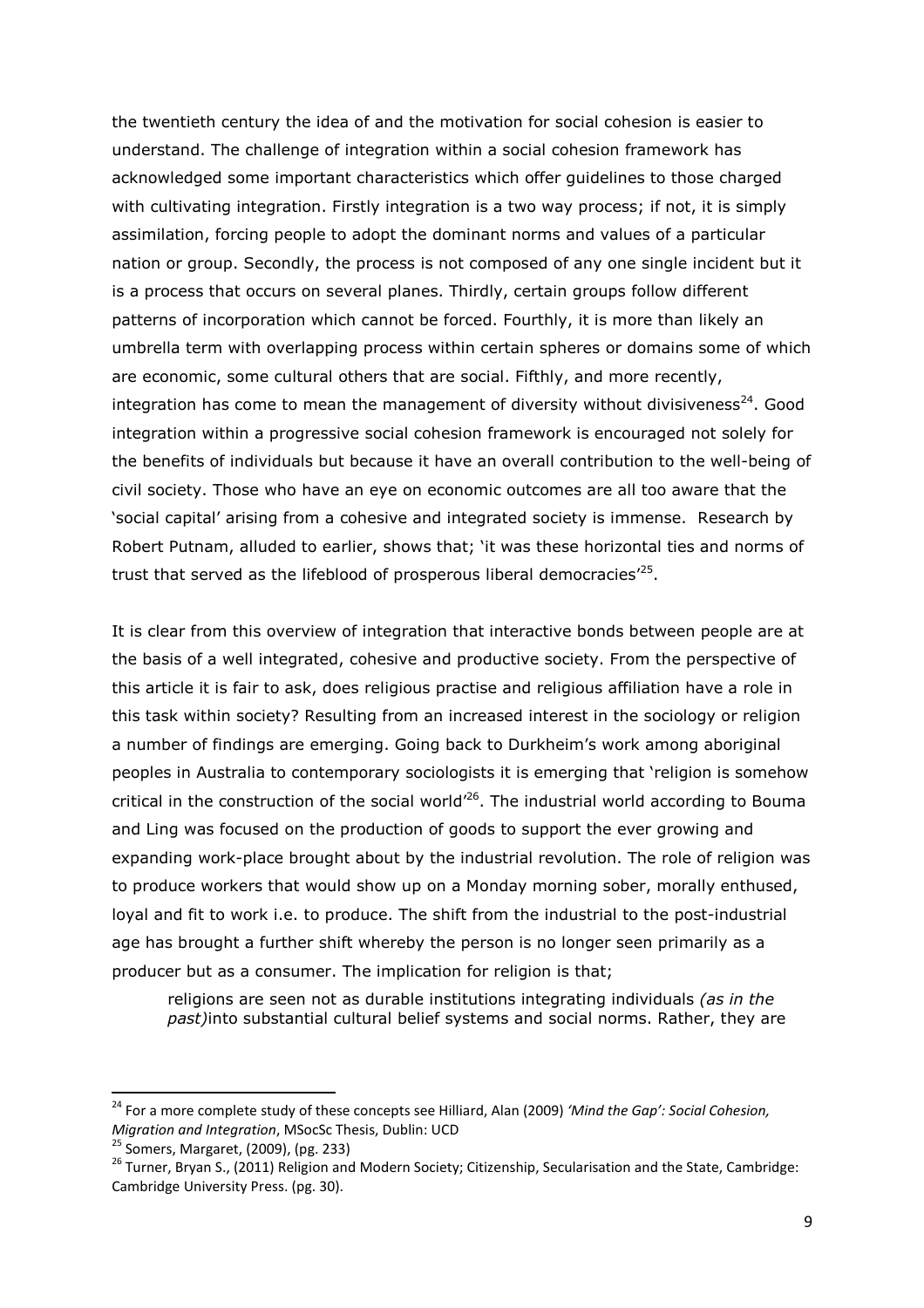the twentieth century the idea of and the motivation for social cohesion is easier to understand. The challenge of integration within a social cohesion framework has acknowledged some important characteristics which offer guidelines to those charged with cultivating integration. Firstly integration is a two way process; if not, it is simply assimilation, forcing people to adopt the dominant norms and values of a particular nation or group. Secondly, the process is not composed of any one single incident but it is a process that occurs on several planes. Thirdly, certain groups follow different patterns of incorporation which cannot be forced. Fourthly, it is more than likely an umbrella term with overlapping process within certain spheres or domains some of which are economic, some cultural others that are social. Fifthly, and more recently, integration has come to mean the management of diversity without divisiveness[24]. Good integration within a progressive social cohesion framework is encouraged not solely for the benefits of individuals but because it have an overall contribution to the well-being of civil society. Those who have an eye on economic outcomes are all too aware that the 'social capital' arising from a cohesive and integrated society is immense. Research by Robert Putnam, alluded to earlier, shows that; 'it was these horizontal ties and norms of trust that served as the lifeblood of prosperous liberal democracies'[25].

It is clear from this overview of integration that interactive bonds between people are at the basis of a well integrated, cohesive and productive society. From the perspective of this article it is fair to ask, does religious practise and religious affiliation have a role in this task within society? Resulting from an increased interest in the sociology or religion a number of findings are emerging. Going back to Durkheim's work among aboriginal peoples in Australia to contemporary sociologists it is emerging that 'religion is somehow critical in the construction of the social world'[26]. The industrial world according to Bouma and Ling was focused on the production of goods to support the ever growing and expanding work-place brought about by the industrial revolution. The role of religion was to produce workers that would show up on a Monday morning sober, morally enthused, loyal and fit to work i.e. to produce. The shift from the industrial to the post-industrial age has brought a further shift whereby the person is no longer seen primarily as a producer but as a consumer. The implication for religion is that;

> religions are seen not as durable institutions integrating individuals *(as in the past)*into substantial cultural belief systems and social norms. Rather, they are

---

[24] For a more complete study of these concepts see Hilliard, Alan (2009) *'Mind the Gap': Social Cohesion, Migration and Integration*, MSocSc Thesis, Dublin: UCD

[25] Somers, Margaret, (2009), (pg. 233)

[26] Turner, Bryan S., (2011) Religion and Modern Society; Citizenship, Secularisation and the State, Cambridge: Cambridge University Press. (pg. 30).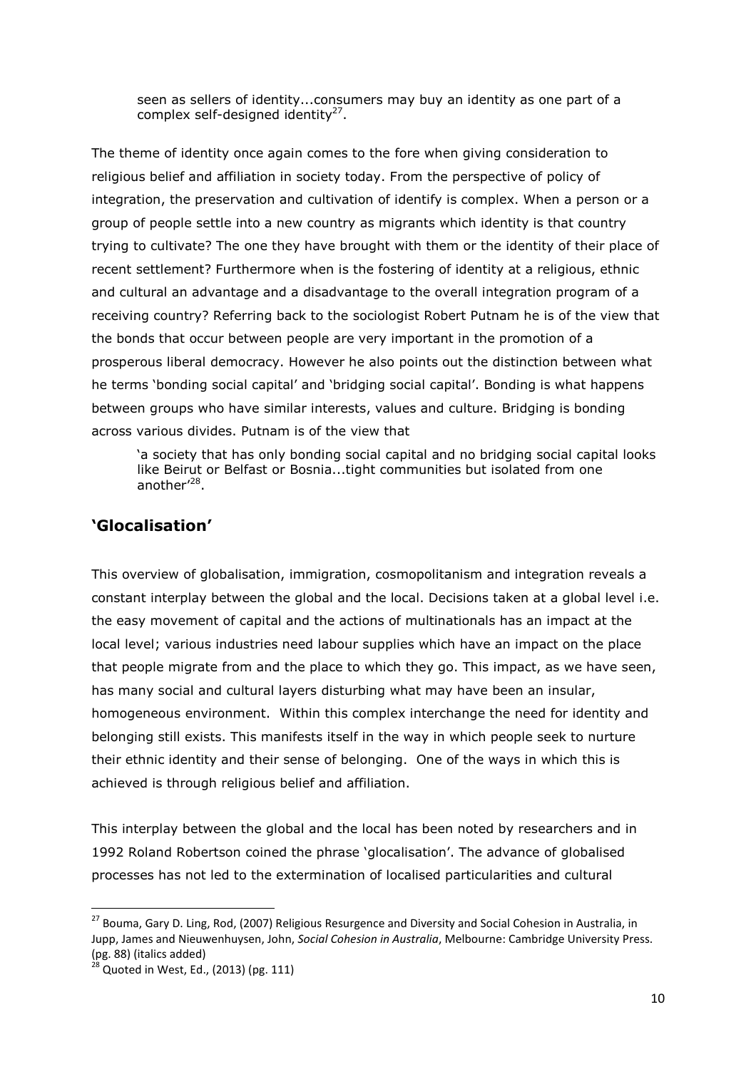> seen as sellers of identity...consumers may buy an identity as one part of a complex self-designed identity[27].

The theme of identity once again comes to the fore when giving consideration to religious belief and affiliation in society today. From the perspective of policy of integration, the preservation and cultivation of identify is complex. When a person or a group of people settle into a new country as migrants which identity is that country trying to cultivate? The one they have brought with them or the identity of their place of recent settlement? Furthermore when is the fostering of identity at a religious, ethnic and cultural an advantage and a disadvantage to the overall integration program of a receiving country? Referring back to the sociologist Robert Putnam he is of the view that the bonds that occur between people are very important in the promotion of a prosperous liberal democracy. However he also points out the distinction between what he terms 'bonding social capital' and 'bridging social capital'. Bonding is what happens between groups who have similar interests, values and culture. Bridging is bonding across various divides. Putnam is of the view that

> 'a society that has only bonding social capital and no bridging social capital looks like Beirut or Belfast or Bosnia...tight communities but isolated from one another'[28].

## 'Glocalisation'

This overview of globalisation, immigration, cosmopolitanism and integration reveals a constant interplay between the global and the local. Decisions taken at a global level i.e. the easy movement of capital and the actions of multinationals has an impact at the local level; various industries need labour supplies which have an impact on the place that people migrate from and the place to which they go. This impact, as we have seen, has many social and cultural layers disturbing what may have been an insular, homogeneous environment. Within this complex interchange the need for identity and belonging still exists. This manifests itself in the way in which people seek to nurture their ethnic identity and their sense of belonging. One of the ways in which this is achieved is through religious belief and affiliation.

This interplay between the global and the local has been noted by researchers and in 1992 Roland Robertson coined the phrase 'glocalisation'. The advance of globalised processes has not led to the extermination of localised particularities and cultural

---

[27] Bouma, Gary D. Ling, Rod, (2007) Religious Resurgence and Diversity and Social Cohesion in Australia, in Jupp, James and Nieuwenhuysen, John, *Social Cohesion in Australia*, Melbourne: Cambridge University Press. (pg. 88) (italics added)

[28] Quoted in West, Ed., (2013) (pg. 111)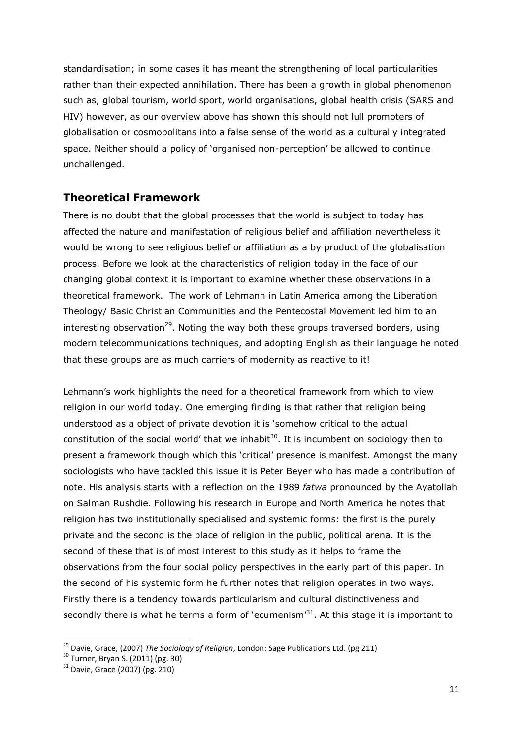standardisation; in some cases it has meant the strengthening of local particularities rather than their expected annihilation. There has been a growth in global phenomenon such as, global tourism, world sport, world organisations, global health crisis (SARS and HIV) however, as our overview above has shown this should not lull promoters of globalisation or cosmopolitans into a false sense of the world as a culturally integrated space. Neither should a policy of 'organised non-perception' be allowed to continue unchallenged.

## Theoretical Framework

There is no doubt that the global processes that the world is subject to today has affected the nature and manifestation of religious belief and affiliation nevertheless it would be wrong to see religious belief or affiliation as a by product of the globalisation process. Before we look at the characteristics of religion today in the face of our changing global context it is important to examine whether these observations in a theoretical framework. The work of Lehmann in Latin America among the Liberation Theology/ Basic Christian Communities and the Pentecostal Movement led him to an interesting observation[29]. Noting the way both these groups traversed borders, using modern telecommunications techniques, and adopting English as their language he noted that these groups are as much carriers of modernity as reactive to it!

Lehmann's work highlights the need for a theoretical framework from which to view religion in our world today. One emerging finding is that rather that religion being understood as a object of private devotion it is 'somehow critical to the actual constitution of the social world' that we inhabit[30]. It is incumbent on sociology then to present a framework though which this 'critical' presence is manifest. Amongst the many sociologists who have tackled this issue it is Peter Beyer who has made a contribution of note. His analysis starts with a reflection on the 1989 *fatwa* pronounced by the Ayatollah on Salman Rushdie. Following his research in Europe and North America he notes that religion has two institutionally specialised and systemic forms: the first is the purely private and the second is the place of religion in the public, political arena. It is the second of these that is of most interest to this study as it helps to frame the observations from the four social policy perspectives in the early part of this paper. In the second of his systemic form he further notes that religion operates in two ways. Firstly there is a tendency towards particularism and cultural distinctiveness and secondly there is what he terms a form of 'ecumenism'[31]. At this stage it is important to

[29] Davie, Grace, (2007) *The Sociology of Religion*, London: Sage Publications Ltd. (pg 211)

[30] Turner, Bryan S. (2011) (pg. 30)

[31] Davie, Grace (2007) (pg. 210)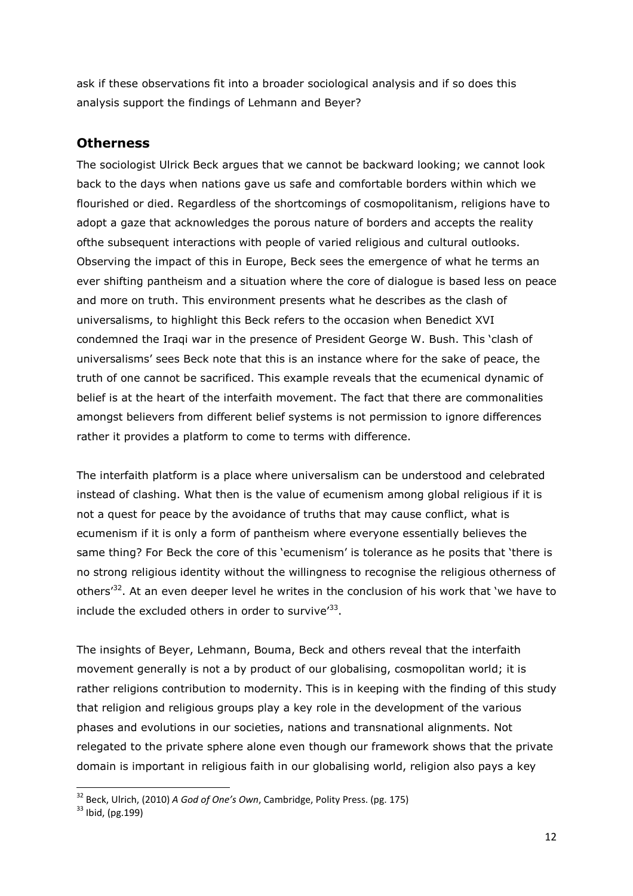ask if these observations fit into a broader sociological analysis and if so does this analysis support the findings of Lehmann and Beyer?

## Otherness

The sociologist Ulrick Beck argues that we cannot be backward looking; we cannot look back to the days when nations gave us safe and comfortable borders within which we flourished or died. Regardless of the shortcomings of cosmopolitanism, religions have to adopt a gaze that acknowledges the porous nature of borders and accepts the reality ofthe subsequent interactions with people of varied religious and cultural outlooks. Observing the impact of this in Europe, Beck sees the emergence of what he terms an ever shifting pantheism and a situation where the core of dialogue is based less on peace and more on truth. This environment presents what he describes as the clash of universalisms, to highlight this Beck refers to the occasion when Benedict XVI condemned the Iraqi war in the presence of President George W. Bush. This 'clash of universalisms' sees Beck note that this is an instance where for the sake of peace, the truth of one cannot be sacrificed. This example reveals that the ecumenical dynamic of belief is at the heart of the interfaith movement. The fact that there are commonalities amongst believers from different belief systems is not permission to ignore differences rather it provides a platform to come to terms with difference.

The interfaith platform is a place where universalism can be understood and celebrated instead of clashing. What then is the value of ecumenism among global religious if it is not a quest for peace by the avoidance of truths that may cause conflict, what is ecumenism if it is only a form of pantheism where everyone essentially believes the same thing? For Beck the core of this 'ecumenism' is tolerance as he posits that 'there is no strong religious identity without the willingness to recognise the religious otherness of others'[32]. At an even deeper level he writes in the conclusion of his work that 'we have to include the excluded others in order to survive'[33].

The insights of Beyer, Lehmann, Bouma, Beck and others reveal that the interfaith movement generally is not a by product of our globalising, cosmopolitan world; it is rather religions contribution to modernity. This is in keeping with the finding of this study that religion and religious groups play a key role in the development of the various phases and evolutions in our societies, nations and transnational alignments. Not relegated to the private sphere alone even though our framework shows that the private domain is important in religious faith in our globalising world, religion also pays a key

---

[32] Beck, Ulrich, (2010) *A God of One's Own*, Cambridge, Polity Press. (pg. 175)

[33] Ibid, (pg.199)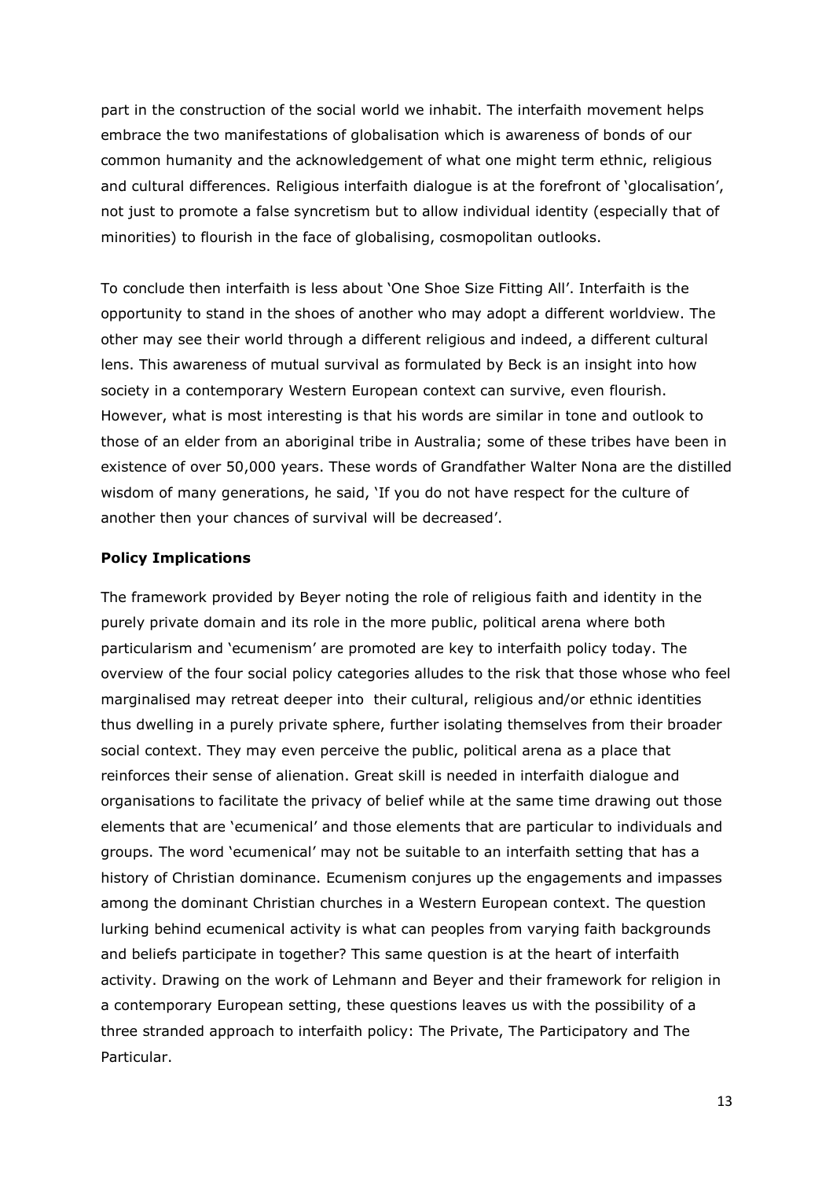part in the construction of the social world we inhabit. The interfaith movement helps embrace the two manifestations of globalisation which is awareness of bonds of our common humanity and the acknowledgement of what one might term ethnic, religious and cultural differences. Religious interfaith dialogue is at the forefront of 'glocalisation', not just to promote a false syncretism but to allow individual identity (especially that of minorities) to flourish in the face of globalising, cosmopolitan outlooks.

To conclude then interfaith is less about 'One Shoe Size Fitting All'. Interfaith is the opportunity to stand in the shoes of another who may adopt a different worldview. The other may see their world through a different religious and indeed, a different cultural lens. This awareness of mutual survival as formulated by Beck is an insight into how society in a contemporary Western European context can survive, even flourish. However, what is most interesting is that his words are similar in tone and outlook to those of an elder from an aboriginal tribe in Australia; some of these tribes have been in existence of over 50,000 years. These words of Grandfather Walter Nona are the distilled wisdom of many generations, he said, 'If you do not have respect for the culture of another then your chances of survival will be decreased'.

**Policy Implications**

The framework provided by Beyer noting the role of religious faith and identity in the purely private domain and its role in the more public, political arena where both particularism and 'ecumenism' are promoted are key to interfaith policy today. The overview of the four social policy categories alludes to the risk that those whose who feel marginalised may retreat deeper into their cultural, religious and/or ethnic identities thus dwelling in a purely private sphere, further isolating themselves from their broader social context. They may even perceive the public, political arena as a place that reinforces their sense of alienation. Great skill is needed in interfaith dialogue and organisations to facilitate the privacy of belief while at the same time drawing out those elements that are 'ecumenical' and those elements that are particular to individuals and groups. The word 'ecumenical' may not be suitable to an interfaith setting that has a history of Christian dominance. Ecumenism conjures up the engagements and impasses among the dominant Christian churches in a Western European context. The question lurking behind ecumenical activity is what can peoples from varying faith backgrounds and beliefs participate in together? This same question is at the heart of interfaith activity. Drawing on the work of Lehmann and Beyer and their framework for religion in a contemporary European setting, these questions leaves us with the possibility of a three stranded approach to interfaith policy: The Private, The Participatory and The Particular.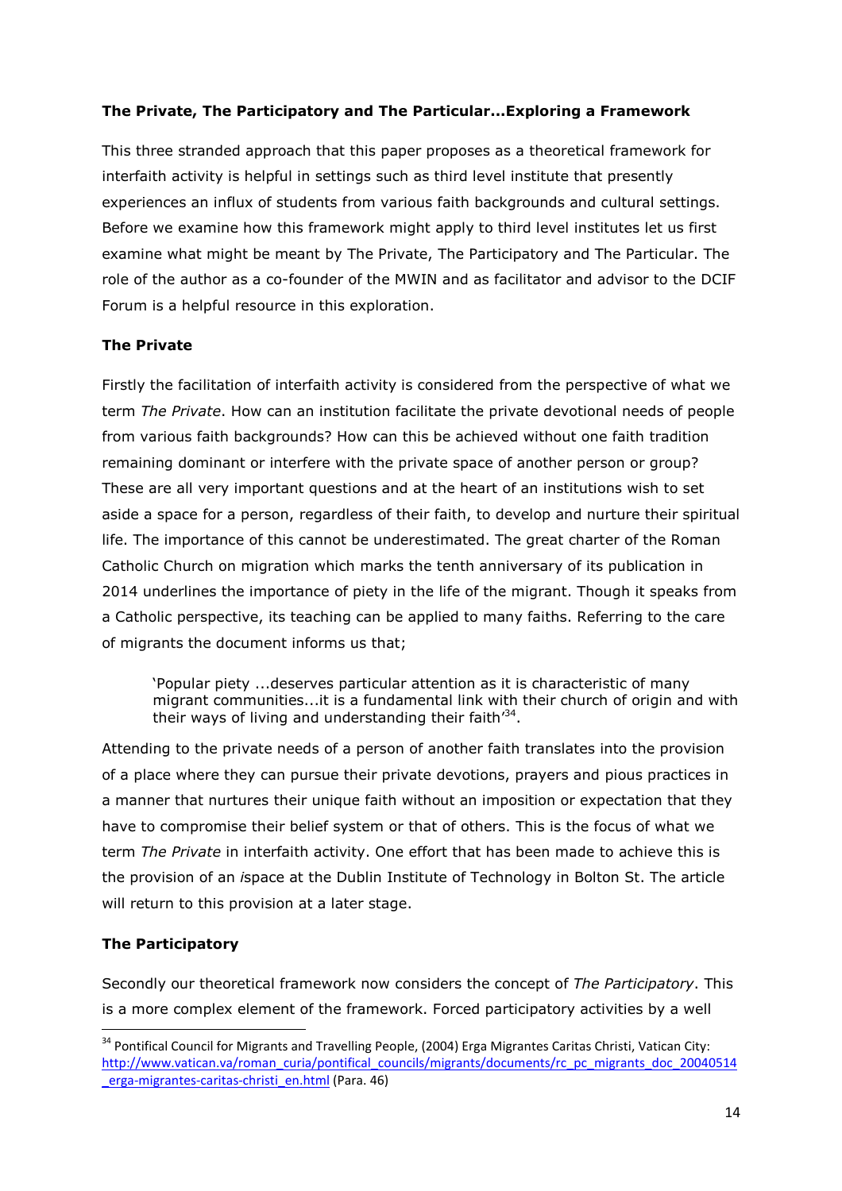**The Private, The Participatory and The Particular...Exploring a Framework**

This three stranded approach that this paper proposes as a theoretical framework for interfaith activity is helpful in settings such as third level institute that presently experiences an influx of students from various faith backgrounds and cultural settings. Before we examine how this framework might apply to third level institutes let us first examine what might be meant by The Private, The Participatory and The Particular. The role of the author as a co-founder of the MWIN and as facilitator and advisor to the DCIF Forum is a helpful resource in this exploration.

**The Private**

Firstly the facilitation of interfaith activity is considered from the perspective of what we term *The Private*. How can an institution facilitate the private devotional needs of people from various faith backgrounds? How can this be achieved without one faith tradition remaining dominant or interfere with the private space of another person or group? These are all very important questions and at the heart of an institutions wish to set aside a space for a person, regardless of their faith, to develop and nurture their spiritual life. The importance of this cannot be underestimated. The great charter of the Roman Catholic Church on migration which marks the tenth anniversary of its publication in 2014 underlines the importance of piety in the life of the migrant. Though it speaks from a Catholic perspective, its teaching can be applied to many faiths. Referring to the care of migrants the document informs us that;

> 'Popular piety ...deserves particular attention as it is characteristic of many migrant communities...it is a fundamental link with their church of origin and with their ways of living and understanding their faith'[34].

Attending to the private needs of a person of another faith translates into the provision of a place where they can pursue their private devotions, prayers and pious practices in a manner that nurtures their unique faith without an imposition or expectation that they have to compromise their belief system or that of others. This is the focus of what we term *The Private* in interfaith activity. One effort that has been made to achieve this is the provision of an *i*space at the Dublin Institute of Technology in Bolton St. The article will return to this provision at a later stage.

**The Participatory**

Secondly our theoretical framework now considers the concept of *The Participatory*. This is a more complex element of the framework. Forced participatory activities by a well

[34] Pontifical Council for Migrants and Travelling People, (2004) Erga Migrantes Caritas Christi, Vatican City: http://www.vatican.va/roman_curia/pontifical_councils/migrants/documents/rc_pc_migrants_doc_20040514_erga-migrantes-caritas-christi_en.html (Para. 46)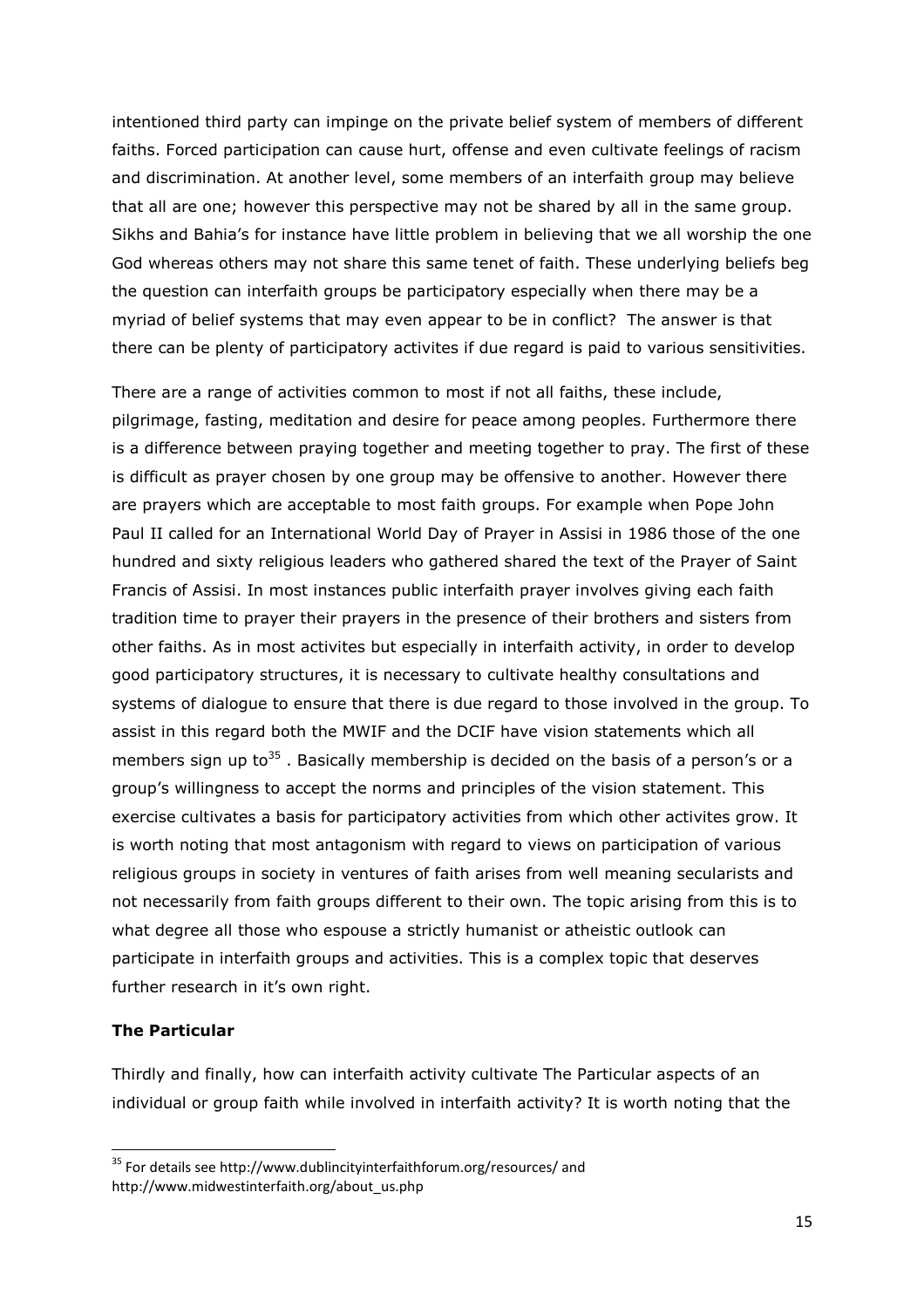intentioned third party can impinge on the private belief system of members of different faiths. Forced participation can cause hurt, offense and even cultivate feelings of racism and discrimination. At another level, some members of an interfaith group may believe that all are one; however this perspective may not be shared by all in the same group. Sikhs and Bahia's for instance have little problem in believing that we all worship the one God whereas others may not share this same tenet of faith. These underlying beliefs beg the question can interfaith groups be participatory especially when there may be a myriad of belief systems that may even appear to be in conflict? The answer is that there can be plenty of participatory activites if due regard is paid to various sensitivities.

There are a range of activities common to most if not all faiths, these include, pilgrimage, fasting, meditation and desire for peace among peoples. Furthermore there is a difference between praying together and meeting together to pray. The first of these is difficult as prayer chosen by one group may be offensive to another. However there are prayers which are acceptable to most faith groups. For example when Pope John Paul II called for an International World Day of Prayer in Assisi in 1986 those of the one hundred and sixty religious leaders who gathered shared the text of the Prayer of Saint Francis of Assisi. In most instances public interfaith prayer involves giving each faith tradition time to prayer their prayers in the presence of their brothers and sisters from other faiths. As in most activites but especially in interfaith activity, in order to develop good participatory structures, it is necessary to cultivate healthy consultations and systems of dialogue to ensure that there is due regard to those involved in the group. To assist in this regard both the MWIF and the DCIF have vision statements which all members sign up to[35] . Basically membership is decided on the basis of a person's or a group's willingness to accept the norms and principles of the vision statement. This exercise cultivates a basis for participatory activities from which other activites grow. It is worth noting that most antagonism with regard to views on participation of various religious groups in society in ventures of faith arises from well meaning secularists and not necessarily from faith groups different to their own. The topic arising from this is to what degree all those who espouse a strictly humanist or atheistic outlook can participate in interfaith groups and activities. This is a complex topic that deserves further research in it's own right.

**The Particular**

Thirdly and finally, how can interfaith activity cultivate The Particular aspects of an individual or group faith while involved in interfaith activity? It is worth noting that the

[35] For details see http://www.dublincityinterfaithforum.org/resources/ and http://www.midwestinterfaith.org/about_us.php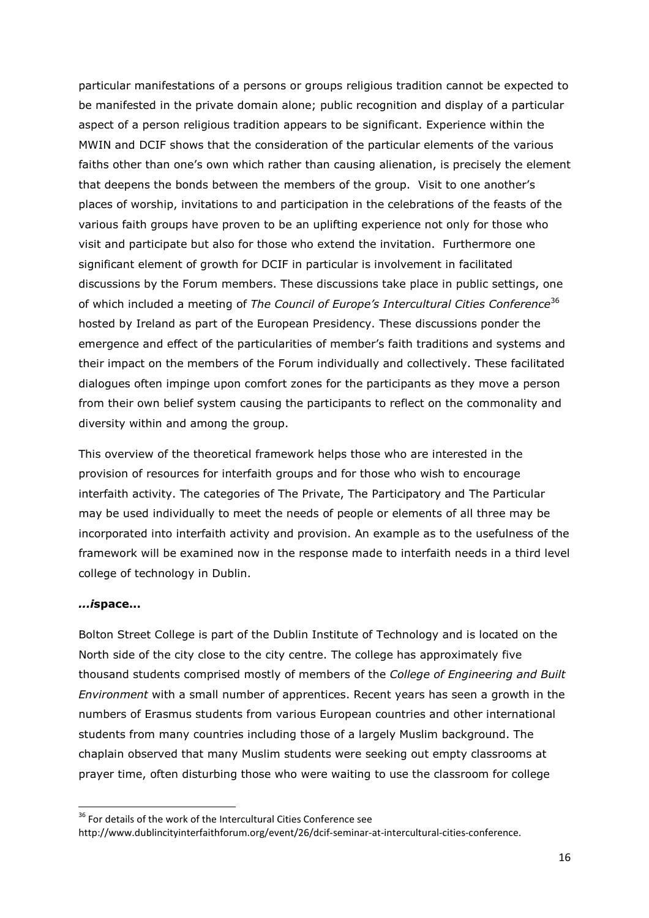particular manifestations of a persons or groups religious tradition cannot be expected to be manifested in the private domain alone; public recognition and display of a particular aspect of a person religious tradition appears to be significant. Experience within the MWIN and DCIF shows that the consideration of the particular elements of the various faiths other than one's own which rather than causing alienation, is precisely the element that deepens the bonds between the members of the group. Visit to one another's places of worship, invitations to and participation in the celebrations of the feasts of the various faith groups have proven to be an uplifting experience not only for those who visit and participate but also for those who extend the invitation. Furthermore one significant element of growth for DCIF in particular is involvement in facilitated discussions by the Forum members. These discussions take place in public settings, one of which included a meeting of *The Council of Europe's Intercultural Cities Conference*[36] hosted by Ireland as part of the European Presidency. These discussions ponder the emergence and effect of the particularities of member's faith traditions and systems and their impact on the members of the Forum individually and collectively. These facilitated dialogues often impinge upon comfort zones for the participants as they move a person from their own belief system causing the participants to reflect on the commonality and diversity within and among the group.

This overview of the theoretical framework helps those who are interested in the provision of resources for interfaith groups and for those who wish to encourage interfaith activity. The categories of The Private, The Participatory and The Particular may be used individually to meet the needs of people or elements of all three may be incorporated into interfaith activity and provision. An example as to the usefulness of the framework will be examined now in the response made to interfaith needs in a third level college of technology in Dublin.

### ***...i*space...**

Bolton Street College is part of the Dublin Institute of Technology and is located on the North side of the city close to the city centre. The college has approximately five thousand students comprised mostly of members of the *College of Engineering and Built Environment* with a small number of apprentices. Recent years has seen a growth in the numbers of Erasmus students from various European countries and other international students from many countries including those of a largely Muslim background. The chaplain observed that many Muslim students were seeking out empty classrooms at prayer time, often disturbing those who were waiting to use the classroom for college

---

[36] For details of the work of the Intercultural Cities Conference see http://www.dublincityinterfaithforum.org/event/26/dcif-seminar-at-intercultural-cities-conference.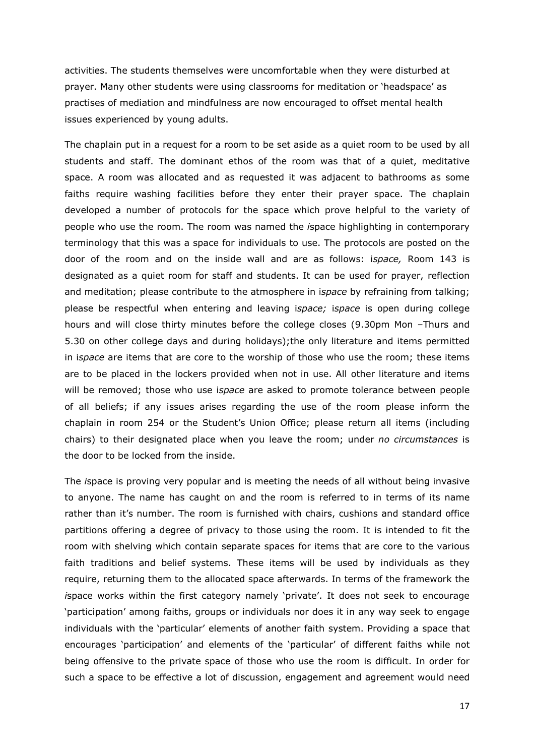activities. The students themselves were uncomfortable when they were disturbed at prayer. Many other students were using classrooms for meditation or 'headspace' as practises of mediation and mindfulness are now encouraged to offset mental health issues experienced by young adults.

The chaplain put in a request for a room to be set aside as a quiet room to be used by all students and staff. The dominant ethos of the room was that of a quiet, meditative space. A room was allocated and as requested it was adjacent to bathrooms as some faiths require washing facilities before they enter their prayer space. The chaplain developed a number of protocols for the space which prove helpful to the variety of people who use the room. The room was named the *i*space highlighting in contemporary terminology that this was a space for individuals to use. The protocols are posted on the door of the room and on the inside wall and are as follows: i*space,* Room 143 is designated as a quiet room for staff and students. It can be used for prayer, reflection and meditation; please contribute to the atmosphere in i*space* by refraining from talking; please be respectful when entering and leaving i*space;* i*space* is open during college hours and will close thirty minutes before the college closes (9.30pm Mon –Thurs and 5.30 on other college days and during holidays);the only literature and items permitted in i*space* are items that are core to the worship of those who use the room; these items are to be placed in the lockers provided when not in use. All other literature and items will be removed; those who use i*space* are asked to promote tolerance between people of all beliefs; if any issues arises regarding the use of the room please inform the chaplain in room 254 or the Student's Union Office; please return all items (including chairs) to their designated place when you leave the room; under *no circumstances* is the door to be locked from the inside.

The *i*space is proving very popular and is meeting the needs of all without being invasive to anyone. The name has caught on and the room is referred to in terms of its name rather than it's number. The room is furnished with chairs, cushions and standard office partitions offering a degree of privacy to those using the room. It is intended to fit the room with shelving which contain separate spaces for items that are core to the various faith traditions and belief systems. These items will be used by individuals as they require, returning them to the allocated space afterwards. In terms of the framework the *i*space works within the first category namely 'private'. It does not seek to encourage 'participation' among faiths, groups or individuals nor does it in any way seek to engage individuals with the 'particular' elements of another faith system. Providing a space that encourages 'participation' and elements of the 'particular' of different faiths while not being offensive to the private space of those who use the room is difficult. In order for such a space to be effective a lot of discussion, engagement and agreement would need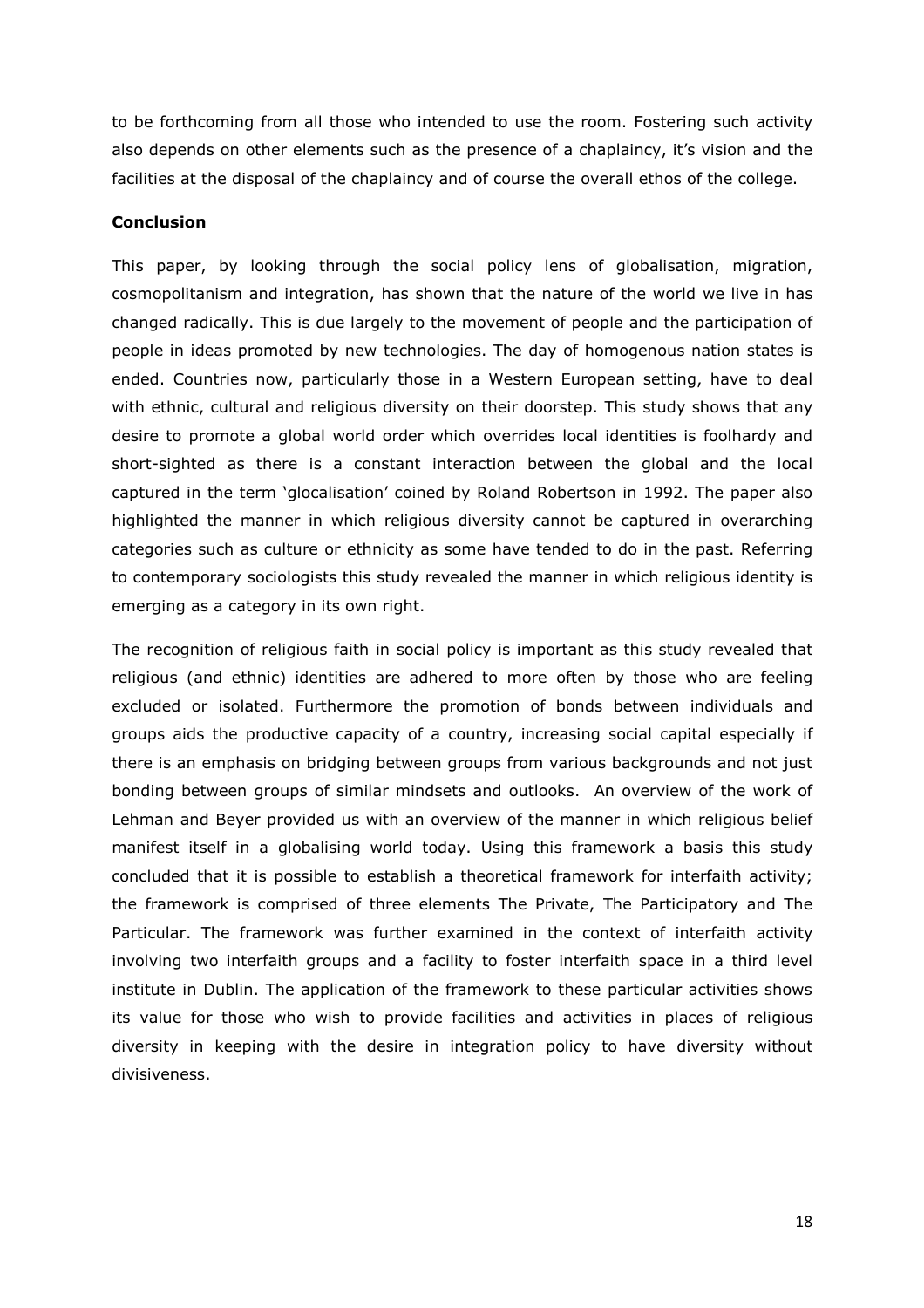to be forthcoming from all those who intended to use the room. Fostering such activity also depends on other elements such as the presence of a chaplaincy, it's vision and the facilities at the disposal of the chaplaincy and of course the overall ethos of the college.

**Conclusion**

This paper, by looking through the social policy lens of globalisation, migration, cosmopolitanism and integration, has shown that the nature of the world we live in has changed radically. This is due largely to the movement of people and the participation of people in ideas promoted by new technologies. The day of homogenous nation states is ended. Countries now, particularly those in a Western European setting, have to deal with ethnic, cultural and religious diversity on their doorstep. This study shows that any desire to promote a global world order which overrides local identities is foolhardy and short-sighted as there is a constant interaction between the global and the local captured in the term 'glocalisation' coined by Roland Robertson in 1992. The paper also highlighted the manner in which religious diversity cannot be captured in overarching categories such as culture or ethnicity as some have tended to do in the past. Referring to contemporary sociologists this study revealed the manner in which religious identity is emerging as a category in its own right.

The recognition of religious faith in social policy is important as this study revealed that religious (and ethnic) identities are adhered to more often by those who are feeling excluded or isolated. Furthermore the promotion of bonds between individuals and groups aids the productive capacity of a country, increasing social capital especially if there is an emphasis on bridging between groups from various backgrounds and not just bonding between groups of similar mindsets and outlooks. An overview of the work of Lehman and Beyer provided us with an overview of the manner in which religious belief manifest itself in a globalising world today. Using this framework a basis this study concluded that it is possible to establish a theoretical framework for interfaith activity; the framework is comprised of three elements The Private, The Participatory and The Particular. The framework was further examined in the context of interfaith activity involving two interfaith groups and a facility to foster interfaith space in a third level institute in Dublin. The application of the framework to these particular activities shows its value for those who wish to provide facilities and activities in places of religious diversity in keeping with the desire in integration policy to have diversity without divisiveness.